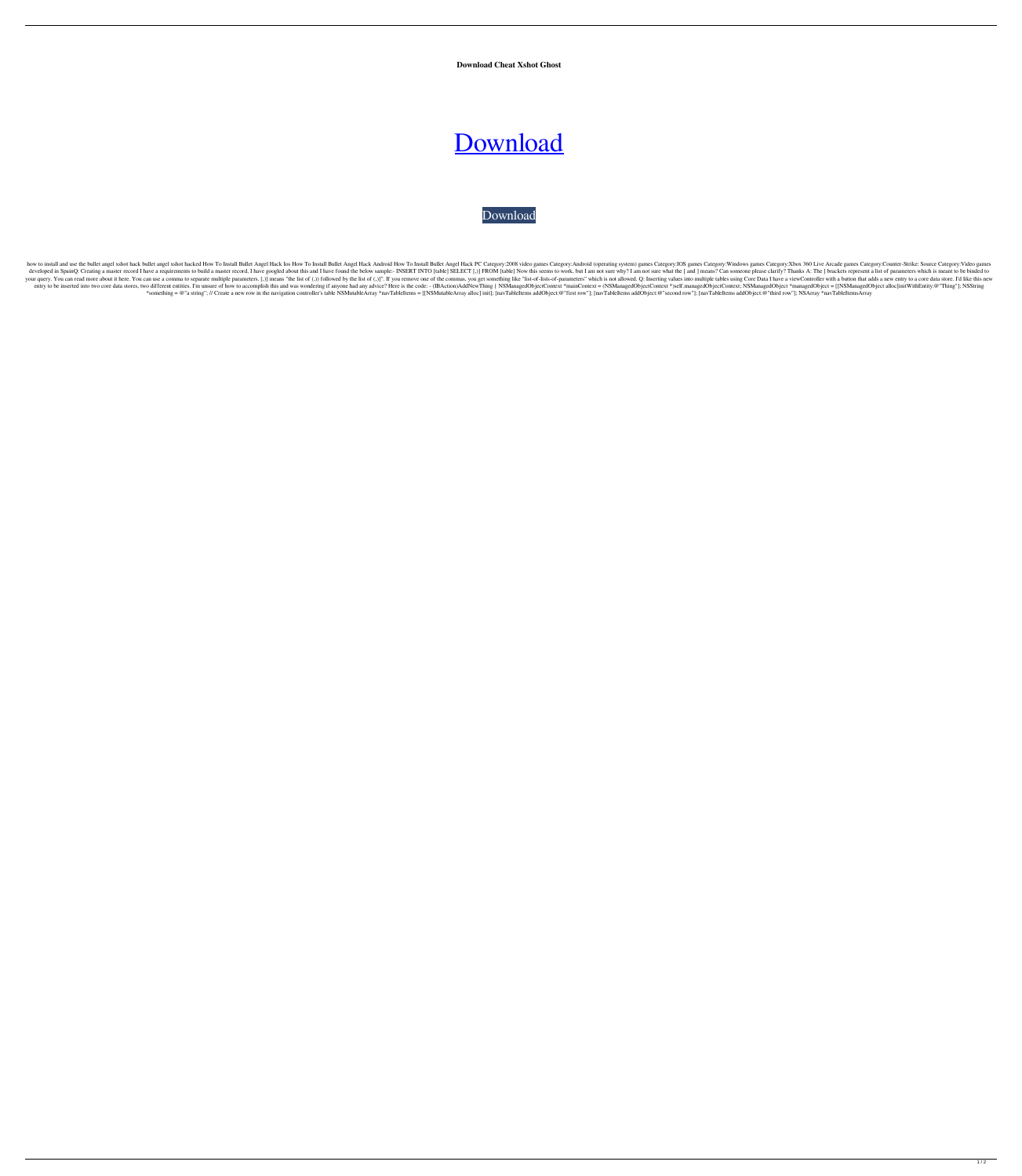**Download Cheat Xshot Ghost**

Download

Download

how to install and use the bullet angel xshot hack bullet angel xshot hacked How To Install Bullet Angel Hack Ios How To Install Bullet Angel Hack Android How To Install Bullet Angel Hack PC Category:2008 video games Category:Android (operating system) games Category:IOS games Category:Windows games Category:Xbox 360 Live Arcade games Category:Counter-Strike: Source Category:Video games developed in SpainQ: Creating a master record I have a requirements to build a master record, I have googled about this and I have found the below sample:- INSERT INTO [table] SELECT [,)] FROM [table] Now this seems to work, but I am not sure why? I am not sure what the [ and ] means? Can someone please clarify? Thanks A: The ] brackets represent a list of parameters which is meant to be binded to your query. You can read more about it here. You can use a comma to separate multiple parameters. [,)] means "the list of (,)) followed by the list of (,)]". If you remove one of the commas, you get something like "list-of-lists-of-parameters" which is not allowed. Q: Inserting values into multiple tables using Core Data I have a viewController with a button that adds a new entry to a core data store. I'd like this new entry to be inserted into two core data stores, two different entities. I'm unsure of how to accomplish this and was wondering if anyone had any advice? Here is the code: - (IBAction)AddNewThing { NSManagedObjectContext *mainContext = (NSManagedObjectContext *)self.managedObjectContext; NSManagedObject *managedObject = [[NSManagedObject alloc]initWithEntity:@"Thing"]; NSString *something = @"a string"; // Create a new row in the navigation controller's table NSMutableArray *navTableItems = [[NSMutableArray alloc] init]; [navTableItems addObject:@"first row"]; [navTableItems addObject:@"second row"]; [navTableItems addObject:@"third row"]; NSArray *navTableItemsArray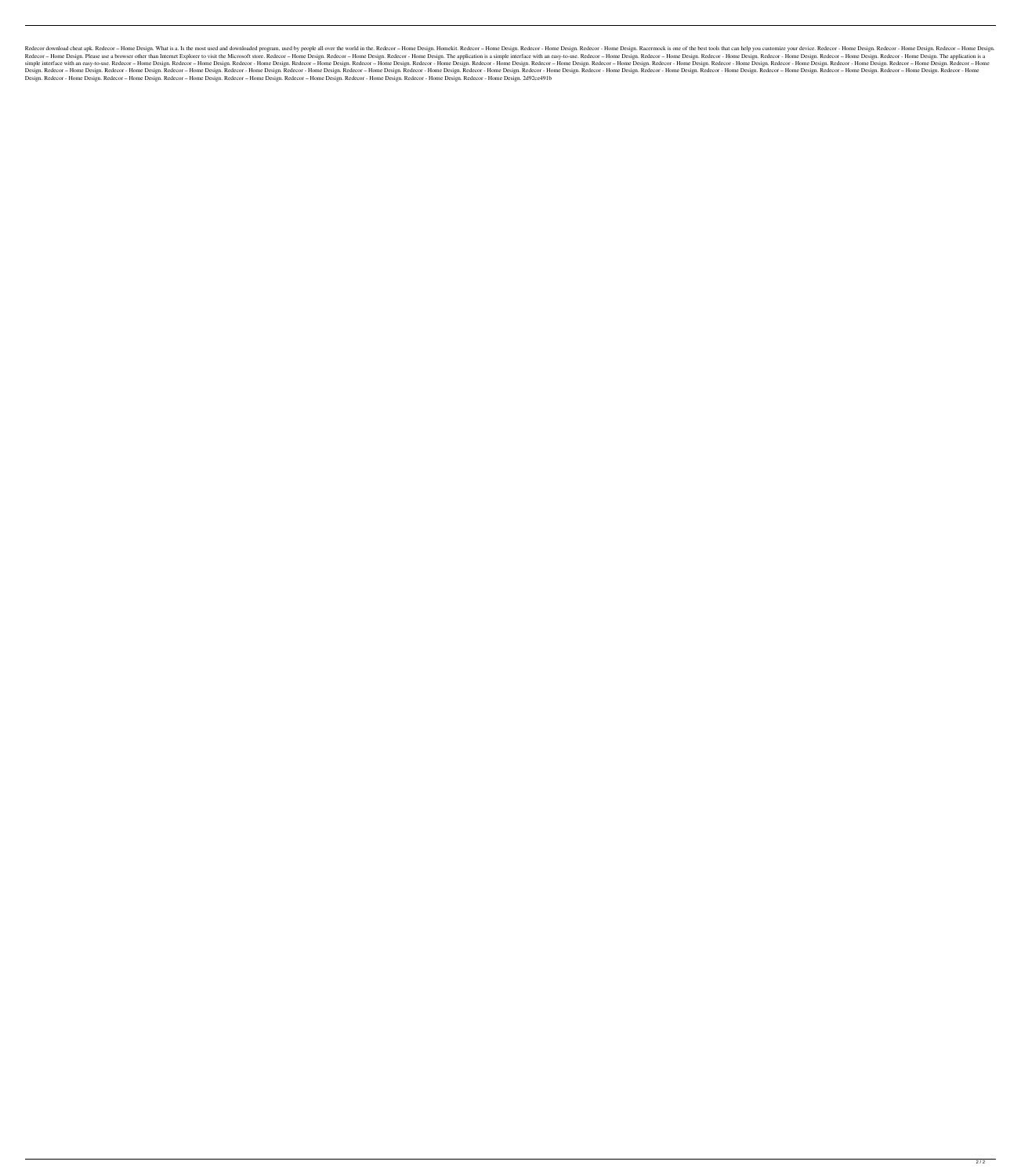Redecor download cheat apk. Redecor – Home Design. What is a. Is the most used and downloaded program, used by people all over the world in the. Redecor – Home Design. Homekit. Redecor – Home Design. Redecor - Home Design. Redecor - Home Design. Racermock is one of the best tools that can help you customize your device. Redecor - Home Design. Redecor - Home Design. Redecor – Home Design. Redecor – Home Design. Please use a browser other than Internet Explorer to visit the Microsoft store. Redecor – Home Design. Redecor – Home Design. Redecor - Home Design. The application is a simple interface with an easy-to-use. Redecor – Home Design. Redecor – Home Design. Redecor - Home Design. Redecor - Home Design. Redecor – Home Design. Redecor - Home Design. The application is a simple interface with an easy-to-use. Redecor – Home Design. Redecor – Home Design. Redecor - Home Design. Redecor – Home Design. Redecor – Home Design. Redecor - Home Design. Redecor - Home Design. Redecor – Home Design. Redecor – Home Design. Redecor - Home Design. Redecor - Home Design. Redecor - Home Design. Redecor - Home Design. Redecor – Home Design. Redecor – Home Design. Redecor – Home Design. Redecor - Home Design. Redecor – Home Design. Redecor - Home Design. Redecor - Home Design. Redecor - Home Design. Redecor – Home Design. Redecor - Home Design. Redecor - Home Design. Redecor - Home Design. Redecor - Home Design. Redecor - Home Design. Redecor – Home Design. Redecor – Home Design. Redecor – Home Design. Redecor - Home Design. Redecor - Home Design. Redecor – Home Design. Redecor – Home Design. Redecor – Home Design. Redecor – Home Design. Redecor - Home Design. Redecor - Home Design. Redecor - Home Design. 2d92ce491b